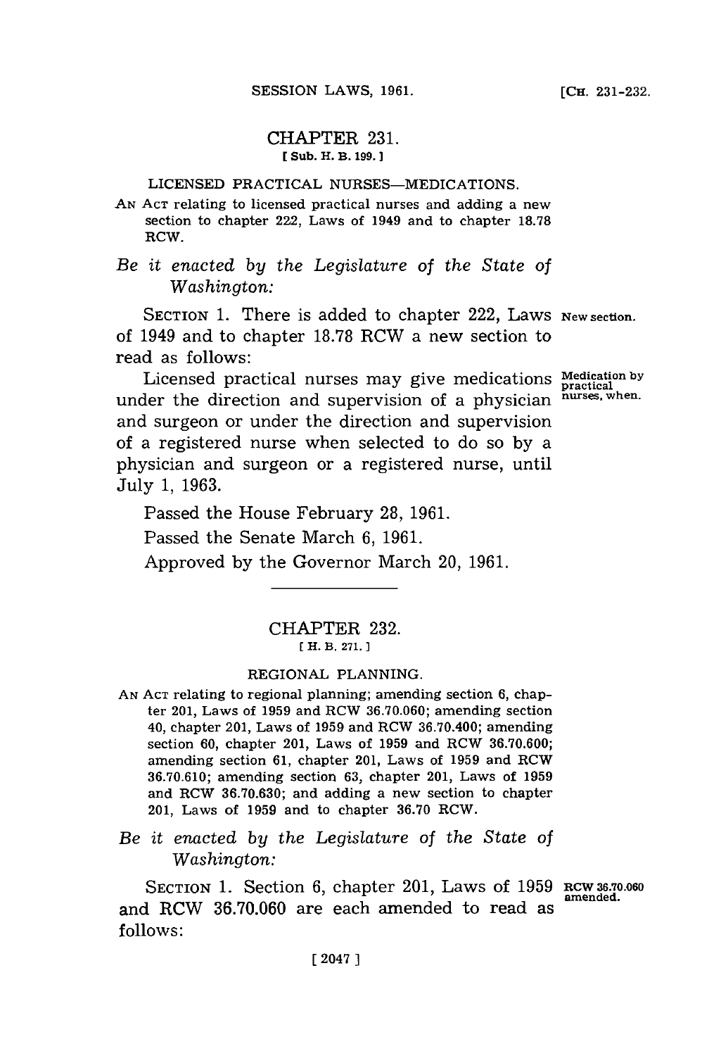# CHAPTER 231.

[ Sub. H. B. 199. ]

## LICENSED PRACTICAL NURSES—MEDICATIONS.

AN ACT relating to licensed practical nurses and adding a new section to chapter 222, Laws of 1949 and to chapter 18.78 RCW.

*Be it enacted by the Legislature of the State of Washington:*

SECTION 1. There is added to chapter 222, Laws of 1949 and to chapter 18.78 RCW a new section to read as follows: **New section.**

Licensed practical nurses may give medications under the direction and supervision of a physician and surgeon or under the direction and supervision of a registered nurse when selected to do so by a physician and surgeon or a registered nurse, until July 1, 1963. **Medication by practical nurses, when.**

Passed the House February 28, 1961.

Passed the Senate March 6, 1961.

Approved by the Governor March 20, 1961.

---

# CHAPTER 232.

[ H. B. 271. ]

## REGIONAL PLANNING.

AN ACT relating to regional planning; amending section 6, chapter 201, Laws of 1959 and RCW 36.70.060; amending section 40, chapter 201, Laws of 1959 and RCW 36.70.400; amending section 60, chapter 201, Laws of 1959 and RCW 36.70.600; amending section 61, chapter 201, Laws of 1959 and RCW 36.70.610; amending section 63, chapter 201, Laws of 1959 and RCW 36.70.630; and adding a new section to chapter 201, Laws of 1959 and to chapter 36.70 RCW.

*Be it enacted by the Legislature of the State of Washington:*

SECTION 1. Section 6, chapter 201, Laws of 1959 and RCW 36.70.060 are each amended to read as follows: **RCW 36.70.060 amended.**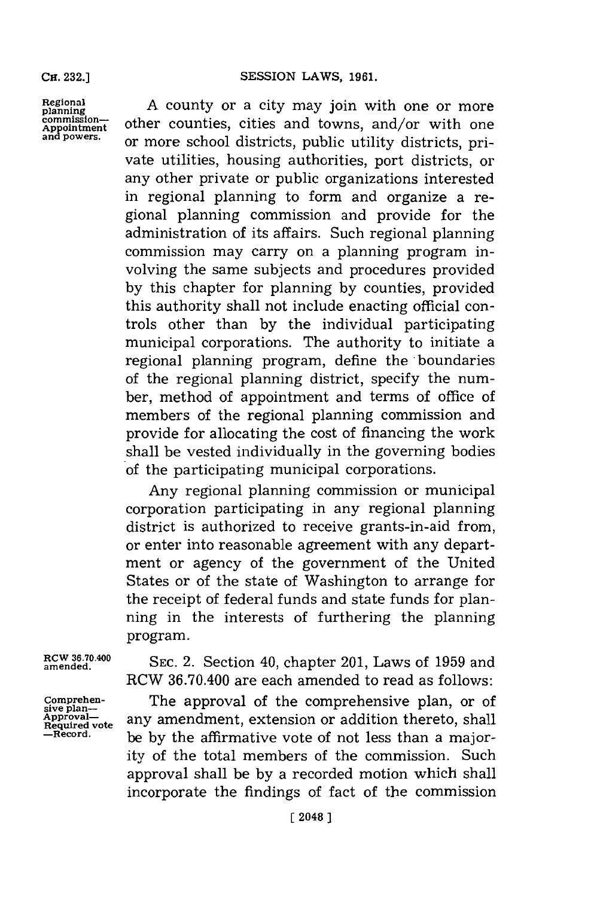Regional planning commission—Appointment and powers.

A county or a city may join with one or more other counties, cities and towns, and/or with one or more school districts, public utility districts, private utilities, housing authorities, port districts, or any other private or public organizations interested in regional planning to form and organize a regional planning commission and provide for the administration of its affairs. Such regional planning commission may carry on a planning program involving the same subjects and procedures provided by this chapter for planning by counties, provided this authority shall not include enacting official controls other than by the individual participating municipal corporations. The authority to initiate a regional planning program, define the boundaries of the regional planning district, specify the number, method of appointment and terms of office of members of the regional planning commission and provide for allocating the cost of financing the work shall be vested individually in the governing bodies of the participating municipal corporations.

Any regional planning commission or municipal corporation participating in any regional planning district is authorized to receive grants-in-aid from, or enter into reasonable agreement with any department or agency of the government of the United States or of the state of Washington to arrange for the receipt of federal funds and state funds for planning in the interests of furthering the planning program.

RCW 36.70.400 amended.

SEC. 2. Section 40, chapter 201, Laws of 1959 and RCW 36.70.400 are each amended to read as follows:

Comprehensive plan—Approval—Required vote—Record.

The approval of the comprehensive plan, or of any amendment, extension or addition thereto, shall be by the affirmative vote of not less than a majority of the total members of the commission. Such approval shall be by a recorded motion which shall incorporate the findings of fact of the commission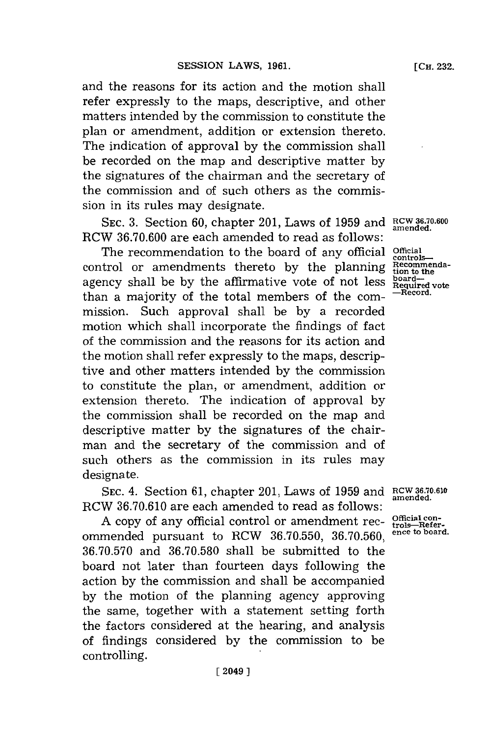and the reasons for its action and the motion shall refer expressly to the maps, descriptive, and other matters intended by the commission to constitute the plan or amendment, addition or extension thereto. The indication of approval by the commission shall be recorded on the map and descriptive matter by the signatures of the chairman and the secretary of the commission and of such others as the commission in its rules may designate.

RCW 36.70.600 amended.

SEC. 3. Section 60, chapter 201, Laws of 1959 and RCW 36.70.600 are each amended to read as follows:

Official controls—Recommendation to the board—Required vote—Record.

The recommendation to the board of any official control or amendments thereto by the planning agency shall be by the affirmative vote of not less than a majority of the total members of the commission. Such approval shall be by a recorded motion which shall incorporate the findings of fact of the commission and the reasons for its action and the motion shall refer expressly to the maps, descriptive and other matters intended by the commission to constitute the plan, or amendment, addition or extension thereto. The indication of approval by the commission shall be recorded on the map and descriptive matter by the signatures of the chairman and the secretary of the commission and of such others as the commission in its rules may designate.

RCW 36.70.610 amended.

SEC. 4. Section 61, chapter 201, Laws of 1959 and RCW 36.70.610 are each amended to read as follows:

Official controls—Reference to board.

A copy of any official control or amendment recommended pursuant to RCW 36.70.550, 36.70.560, 36.70.570 and 36.70.580 shall be submitted to the board not later than fourteen days following the action by the commission and shall be accompanied by the motion of the planning agency approving the same, together with a statement setting forth the factors considered at the hearing, and analysis of findings considered by the commission to be controlling.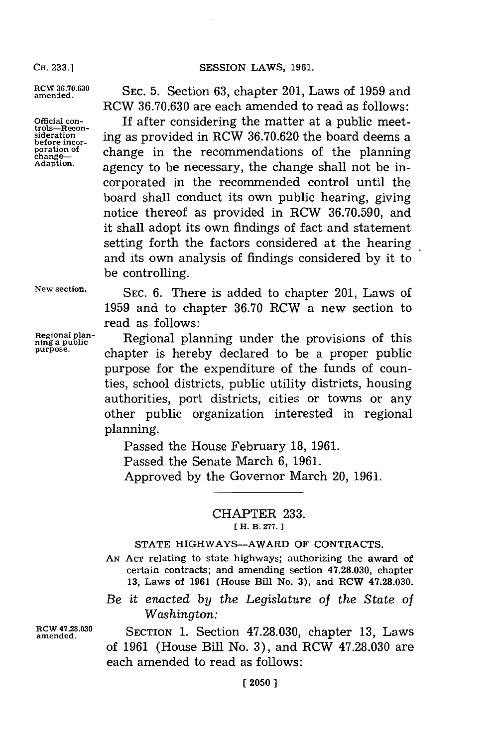RCW 36.70.630 amended.

SEC. 5. Section 63, chapter 201, Laws of 1959 and RCW 36.70.630 are each amended to read as follows:

Official controls—Reconsideration before incorporation of change—Adoption.

If after considering the matter at a public meeting as provided in RCW 36.70.620 the board deems a change in the recommendations of the planning agency to be necessary, the change shall not be incorporated in the recommended control until the board shall conduct its own public hearing, giving notice thereof as provided in RCW 36.70.590, and it shall adopt its own findings of fact and statement setting forth the factors considered at the hearing and its own analysis of findings considered by it to be controlling.

New section.

SEC. 6. There is added to chapter 201, Laws of 1959 and to chapter 36.70 RCW a new section to read as follows:

Regional planning a public purpose.

Regional planning under the provisions of this chapter is hereby declared to be a proper public purpose for the expenditure of the funds of counties, school districts, public utility districts, housing authorities, port districts, cities or towns or any other public organization interested in regional planning.

Passed the House February 18, 1961.

Passed the Senate March 6, 1961.

Approved by the Governor March 20, 1961.

## CHAPTER 233.

[ H. B. 277. ]

### STATE HIGHWAYS—AWARD OF CONTRACTS.

AN ACT relating to state highways; authorizing the award of certain contracts; and amending section 47.28.030, chapter 13, Laws of 1961 (House Bill No. 3), and RCW 47.28.030.

*Be it enacted by the Legislature of the State of Washington:*

RCW 47.28.030 amended.

SECTION 1. Section 47.28.030, chapter 13, Laws of 1961 (House Bill No. 3), and RCW 47.28.030 are each amended to read as follows: